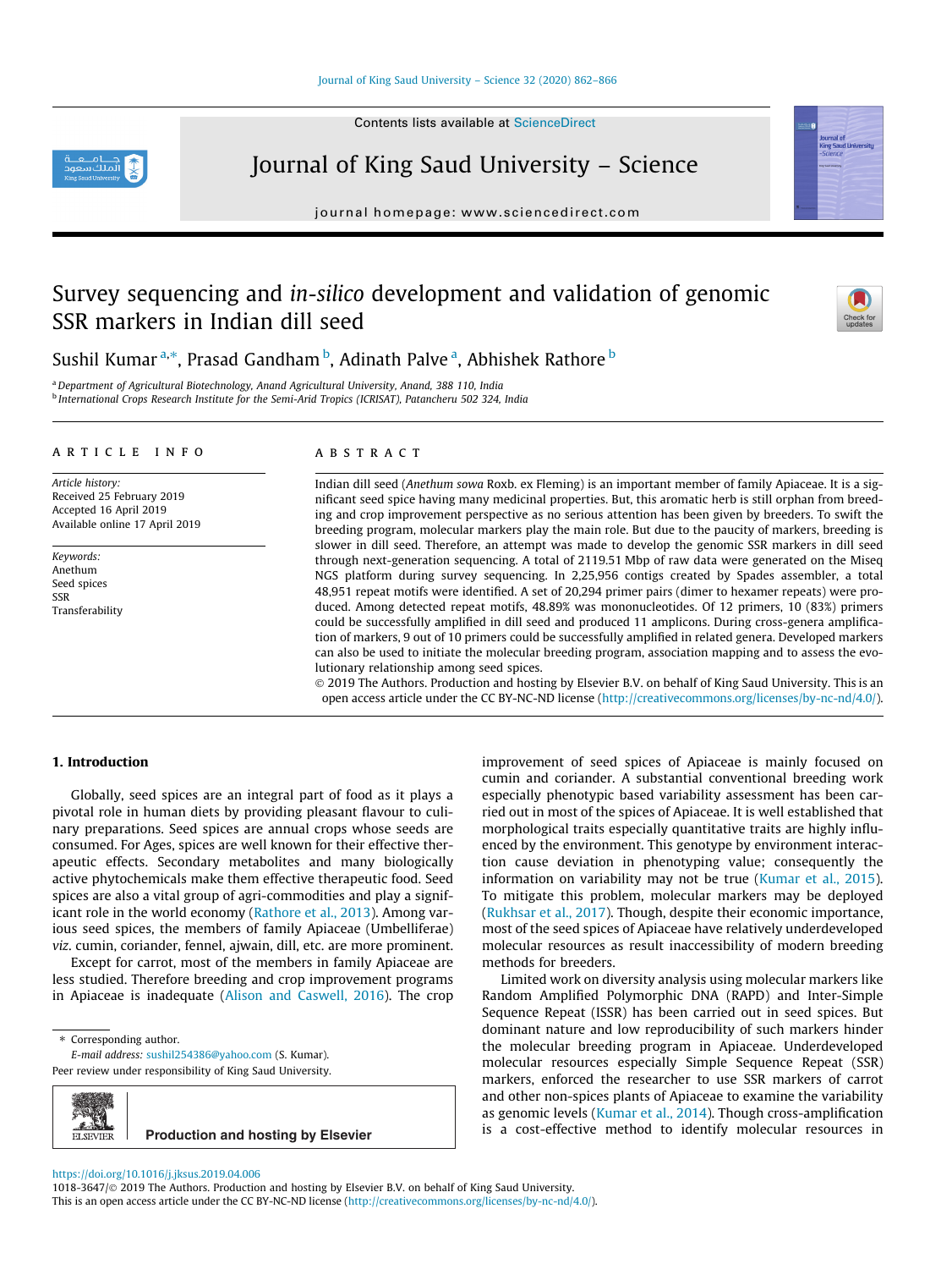Contents lists available at ScienceDirect

# Journal of King Saud University – Science

journal homepage: www.sciencedirect.com

# Survey sequencing and *in-silico* development and validation of genomic SSR markers in Indian dill seed

Sushil Kumar [a,*], Prasad Gandham [b], Adinath Palve [a], Abhishek Rathore [b]

[a] Department of Agricultural Biotechnology, Anand Agricultural University, Anand, 388 110, India
[b] International Crops Research Institute for the Semi-Arid Tropics (ICRISAT), Patancheru 502 324, India

## ARTICLE INFO

*Article history:*
Received 25 February 2019
Accepted 16 April 2019
Available online 17 April 2019

*Keywords:*
Anethum
Seed spices
SSR
Transferability

## ABSTRACT

Indian dill seed (*Anethum sowa* Roxb. ex Fleming) is an important member of family Apiaceae. It is a significant seed spice having many medicinal properties. But, this aromatic herb is still orphan from breeding and crop improvement perspective as no serious attention has been given by breeders. To swift the breeding program, molecular markers play the main role. But due to the paucity of markers, breeding is slower in dill seed. Therefore, an attempt was made to develop the genomic SSR markers in dill seed through next-generation sequencing. A total of 2119.51 Mbp of raw data were generated on the Miseq NGS platform during survey sequencing. In 2,25,956 contigs created by Spades assembler, a total 48,951 repeat motifs were identified. A set of 20,294 primer pairs (dimer to hexamer repeats) were produced. Among detected repeat motifs, 48.89% was mononucleotides. Of 12 primers, 10 (83%) primers could be successfully amplified in dill seed and produced 11 amplicons. During cross-genera amplification of markers, 9 out of 10 primers could be successfully amplified in related genera. Developed markers can also be used to initiate the molecular breeding program, association mapping and to assess the evolutionary relationship among seed spices.

© 2019 The Authors. Production and hosting by Elsevier B.V. on behalf of King Saud University. This is an open access article under the CC BY-NC-ND license (http://creativecommons.org/licenses/by-nc-nd/4.0/).

## 1. Introduction

Globally, seed spices are an integral part of food as it plays a pivotal role in human diets by providing pleasant flavour to culinary preparations. Seed spices are annual crops whose seeds are consumed. For Ages, spices are well known for their effective therapeutic effects. Secondary metabolites and many biologically active phytochemicals make them effective therapeutic food. Seed spices are also a vital group of agri-commodities and play a significant role in the world economy (Rathore et al., 2013). Among various seed spices, the members of family Apiaceae (Umbelliferae) *viz.* cumin, coriander, fennel, ajwain, dill, etc. are more prominent.

Except for carrot, most of the members in family Apiaceae are less studied. Therefore breeding and crop improvement programs in Apiaceae is inadequate (Alison and Caswell, 2016). The crop improvement of seed spices of Apiaceae is mainly focused on cumin and coriander. A substantial conventional breeding work especially phenotypic based variability assessment has been carried out in most of the spices of Apiaceae. It is well established that morphological traits especially quantitative traits are highly influenced by the environment. This genotype by environment interaction cause deviation in phenotyping value; consequently the information on variability may not be true (Kumar et al., 2015). To mitigate this problem, molecular markers may be deployed (Rukhsar et al., 2017). Though, despite their economic importance, most of the seed spices of Apiaceae have relatively underdeveloped molecular resources as result inaccessibility of modern breeding methods for breeders.

Limited work on diversity analysis using molecular markers like Random Amplified Polymorphic DNA (RAPD) and Inter-Simple Sequence Repeat (ISSR) has been carried out in seed spices. But dominant nature and low reproducibility of such markers hinder the molecular breeding program in Apiaceae. Underdeveloped molecular resources especially Simple Sequence Repeat (SSR) markers, enforced the researcher to use SSR markers of carrot and other non-spices plants of Apiaceae to examine the variability as genomic levels (Kumar et al., 2014). Though cross-amplification is a cost-effective method to identify molecular resources in

\* Corresponding author.
*E-mail address:* sushil254386@yahoo.com (S. Kumar).
Peer review under responsibility of King Saud University.

Production and hosting by Elsevier

https://doi.org/10.1016/j.jksus.2019.04.006
1018-3647/© 2019 The Authors. Production and hosting by Elsevier B.V. on behalf of King Saud University.
This is an open access article under the CC BY-NC-ND license (http://creativecommons.org/licenses/by-nc-nd/4.0/).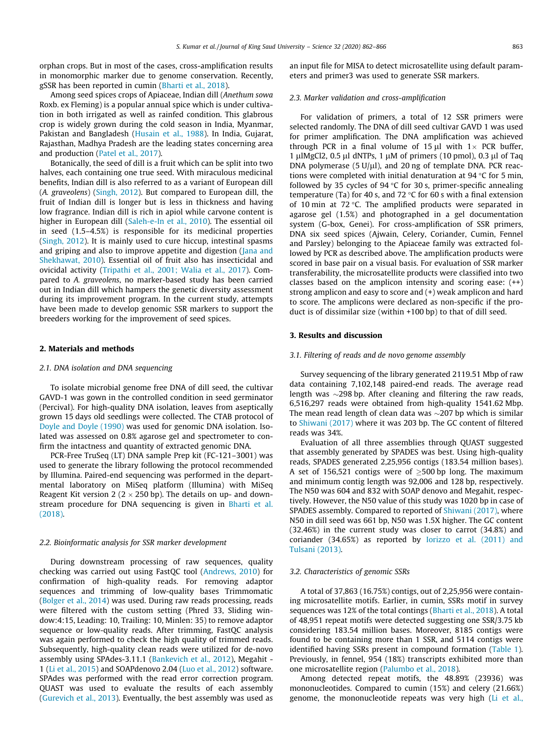orphan crops. But in most of the cases, cross-amplification results in monomorphic marker due to genome conservation. Recently, gSSR has been reported in cumin (Bharti et al., 2018).

Among seed spices crops of Apiaceae, Indian dill (*Anethum sowa* Roxb. ex Fleming) is a popular annual spice which is under cultivation in both irrigated as well as rainfed condition. This glabrous crop is widely grown during the cold season in India, Myanmar, Pakistan and Bangladesh (Husain et al., 1988). In India, Gujarat, Rajasthan, Madhya Pradesh are the leading states concerning area and production (Patel et al., 2017).

Botanically, the seed of dill is a fruit which can be split into two halves, each containing one true seed. With miraculous medicinal benefits, Indian dill is also referred to as a variant of European dill (*A. graveolens*) (Singh, 2012). But compared to European dill, the fruit of Indian dill is longer but is less in thickness and having low fragrance. Indian dill is rich in apiol while carvone content is higher in European dill (Saleh-e-In et al., 2010). The essential oil in seed (1.5–4.5%) is responsible for its medicinal properties (Singh, 2012). It is mainly used to cure hiccup, intestinal spasms and griping and also to improve appetite and digestion (Jana and Shekhawat, 2010). Essential oil of fruit also has insecticidal and ovicidal activity (Tripathi et al., 2001; Walia et al., 2017). Compared to *A. graveolens*, no marker-based study has been carried out in Indian dill which hampers the genetic diversity assessment during its improvement program. In the current study, attempts have been made to develop genomic SSR markers to support the breeders working for the improvement of seed spices.

## 2. Materials and methods

### 2.1. DNA isolation and DNA sequencing

To isolate microbial genome free DNA of dill seed, the cultivar GAVD-1 was gown in the controlled condition in seed germinator (Percival). For high-quality DNA isolation, leaves from aseptically grown 15 days old seedlings were collected. The CTAB protocol of Doyle and Doyle (1990) was used for genomic DNA isolation. Isolated was assessed on 0.8% agarose gel and spectrometer to confirm the intactness and quantity of extracted genomic DNA.

PCR-Free TruSeq (LT) DNA sample Prep kit (FC-121–3001) was used to generate the library following the protocol recommended by Illumina. Paired-end sequencing was performed in the departmental laboratory on MiSeq platform (Illumina) with MiSeq Reagent Kit version 2 (2 × 250 bp). The details on up- and downstream procedure for DNA sequencing is given in Bharti et al. (2018).

### 2.2. Bioinformatic analysis for SSR marker development

During downstream processing of raw sequences, quality checking was carried out using FastQC tool (Andrews, 2010) for confirmation of high-quality reads. For removing adaptor sequences and trimming of low-quality bases Trimmomatic (Bolger et al., 2014) was used. During raw reads processing, reads were filtered with the custom setting (Phred 33, Sliding window:4:15, Leading: 10, Trailing: 10, Minlen: 35) to remove adaptor sequence or low-quality reads. After trimming, FastQC analysis was again performed to check the high quality of trimmed reads. Subsequently, high-quality clean reads were utilized for de-novo assembly using SPAdes-3.11.1 (Bankevich et al., 2012), Megahit - 1 (Li et al., 2015) and SOAPdenovo 2.04 (Luo et al., 2012) software. SPAdes was performed with the read error correction program. QUAST was used to evaluate the results of each assembly (Gurevich et al., 2013). Eventually, the best assembly was used as an input file for MISA to detect microsatellite using default parameters and primer3 was used to generate SSR markers.

### 2.3. Marker validation and cross-amplification

For validation of primers, a total of 12 SSR primers were selected randomly. The DNA of dill seed cultivar GAVD 1 was used for primer amplification. The DNA amplification was achieved through PCR in a final volume of 15 µl with 1× PCR buffer, 1 µlMgCl2, 0.5 µl dNTPs, 1 µM of primers (10 pmol), 0.3 µl of Taq DNA polymerase (5 U/µl), and 20 ng of template DNA. PCR reactions were completed with initial denaturation at 94 °C for 5 min, followed by 35 cycles of 94 °C for 30 s, primer-specific annealing temperature (Ta) for 40 s, and 72 °C for 60 s with a final extension of 10 min at 72 °C. The amplified products were separated in agarose gel (1.5%) and photographed in a gel documentation system (G-box, Genei). For cross-amplification of SSR primers, DNA six seed spices (Ajwain, Celery, Coriander, Cumin, Fennel and Parsley) belonging to the Apiaceae family was extracted followed by PCR as described above. The amplification products were scored in base pair on a visual basis. For evaluation of SSR marker transferability, the microsatellite products were classified into two classes based on the amplicon intensity and scoring ease: (++) strong amplicon and easy to score and (+) weak amplicon and hard to score. The amplicons were declared as non-specific if the product is of dissimilar size (within +100 bp) to that of dill seed.

## 3. Results and discussion

### 3.1. Filtering of reads and de novo genome assembly

Survey sequencing of the library generated 2119.51 Mbp of raw data containing 7,102,148 paired-end reads. The average read length was ~298 bp. After cleaning and filtering the raw reads, 6,516,297 reads were obtained from high-quality 1541.62 Mbp. The mean read length of clean data was ~207 bp which is similar to Shiwani (2017) where it was 203 bp. The GC content of filtered reads was 34%.

Evaluation of all three assemblies through QUAST suggested that assembly generated by SPADES was best. Using high-quality reads, SPADES generated 2,25,956 contigs (183.54 million bases). A set of 156,521 contigs were of ≥500 bp long. The maximum and minimum contig length was 92,006 and 128 bp, respectively. The N50 was 604 and 832 with SOAP denovo and Megahit, respectively. However, the N50 value of this study was 1020 bp in case of SPADES assembly. Compared to reported of Shiwani (2017), where N50 in dill seed was 661 bp, N50 was 1.5X higher. The GC content (32.46%) in the current study was closer to carrot (34.8%) and coriander (34.65%) as reported by Iorizzo et al. (2011) and Tulsani (2013).

### 3.2. Characteristics of genomic SSRs

A total of 37,863 (16.75%) contigs, out of 2,25,956 were containing microsatellite motifs. Earlier, in cumin, SSRs motif in survey sequences was 12% of the total contings (Bharti et al., 2018). A total of 48,951 repeat motifs were detected suggesting one SSR/3.75 kb considering 183.54 million bases. Moreover, 8185 contigs were found to be containing more than 1 SSR, and 5114 contigs were identified having SSRs present in compound formation (Table 1). Previously, in fennel, 954 (18%) transcripts exhibited more than one microsatellite region (Palumbo et al., 2018).

Among detected repeat motifs, the 48.89% (23936) was mononucleotides. Compared to cumin (15%) and celery (21.66%) genome, the mononucleotide repeats was very high (Li et al.,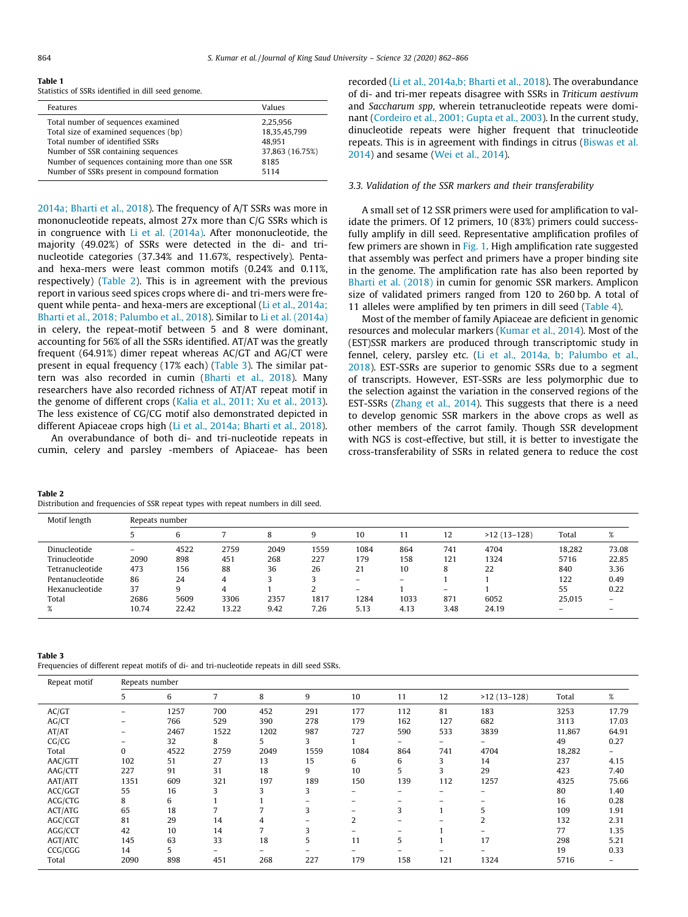**Table 1**
Statistics of SSRs identified in dill seed genome.

| Features | Values |
|---|---|
| Total number of sequences examined | 2,25,956 |
| Total size of examined sequences (bp) | 18,35,45,799 |
| Total number of identified SSRs | 48,951 |
| Number of SSR containing sequences | 37,863 (16.75%) |
| Number of sequences containing more than one SSR | 8185 |
| Number of SSRs present in compound formation | 5114 |

2014a; Bharti et al., 2018). The frequency of A/T SSRs was more in mononucleotide repeats, almost 27x more than C/G SSRs which is in congruence with Li et al. (2014a). After mononucleotide, the majority (49.02%) of SSRs were detected in the di- and tri-nucleotide categories (37.34% and 11.67%, respectively). Penta- and hexa-mers were least common motifs (0.24% and 0.11%, respectively) (Table 2). This is in agreement with the previous report in various seed spices crops where di- and tri-mers were frequent while penta- and hexa-mers are exceptional (Li et al., 2014a; Bharti et al., 2018; Palumbo et al., 2018). Similar to Li et al. (2014a) in celery, the repeat-motif between 5 and 8 were dominant, accounting for 56% of all the SSRs identified. AT/AT was the greatly frequent (64.91%) dimer repeat whereas AC/GT and AG/CT were present in equal frequency (17% each) (Table 3). The similar pattern was also recorded in cumin (Bharti et al., 2018). Many researchers have also recorded richness of AT/AT repeat motif in the genome of different crops (Kalia et al., 2011; Xu et al., 2013). The less existence of CG/CG motif also demonstrated depicted in different Apiaceae crops high (Li et al., 2014a; Bharti et al., 2018).

An overabundance of both di- and tri-nucleotide repeats in cumin, celery and parsley -members of Apiaceae- has been recorded (Li et al., 2014a,b; Bharti et al., 2018). The overabundance of di- and tri-mer repeats disagree with SSRs in *Triticum aestivum* and *Saccharum spp*, wherein tetranucleotide repeats were dominant (Cordeiro et al., 2001; Gupta et al., 2003). In the current study, dinucleotide repeats were higher frequent that trinucleotide repeats. This is in agreement with findings in citrus (Biswas et al. 2014) and sesame (Wei et al., 2014).

### 3.3. Validation of the SSR markers and their transferability

A small set of 12 SSR primers were used for amplification to validate the primers. Of 12 primers, 10 (83%) primers could successfully amplify in dill seed. Representative amplification profiles of few primers are shown in Fig. 1. High amplification rate suggested that assembly was perfect and primers have a proper binding site in the genome. The amplification rate has also been reported by Bharti et al. (2018) in cumin for genomic SSR markers. Amplicon size of validated primers ranged from 120 to 260 bp. A total of 11 alleles were amplified by ten primers in dill seed (Table 4).

Most of the member of family Apiaceae are deficient in genomic resources and molecular markers (Kumar et al., 2014). Most of the (EST)SSR markers are produced through transcriptomic study in fennel, celery, parsley etc. (Li et al., 2014a, b; Palumbo et al., 2018). EST-SSRs are superior to genomic SSRs due to a segment of transcripts. However, EST-SSRs are less polymorphic due to the selection against the variation in the conserved regions of the EST-SSRs (Zhang et al., 2014). This suggests that there is a need to develop genomic SSR markers in the above crops as well as other members of the carrot family. Though SSR development with NGS is cost-effective, but still, it is better to investigate the cross-transferability of SSRs in related genera to reduce the cost

**Table 2**
Distribution and frequencies of SSR repeat types with repeat numbers in dill seed.

| Motif length | Repeats number | | | | | | | | | | |
|---|---|---|---|---|---|---|---|---|---|---|---|
| | 5 | 6 | 7 | 8 | 9 | 10 | 11 | 12 | >12 (13–128) | Total | % |
| Dinucleotide | – | 4522 | 2759 | 2049 | 1559 | 1084 | 864 | 741 | 4704 | 18,282 | 73.08 |
| Trinucleotide | 2090 | 898 | 451 | 268 | 227 | 179 | 158 | 121 | 1324 | 5716 | 22.85 |
| Tetranucleotide | 473 | 156 | 88 | 36 | 26 | 21 | 10 | 8 | 22 | 840 | 3.36 |
| Pentanucleotide | 86 | 24 | 4 | 3 | 3 | – | – | 1 | 1 | 122 | 0.49 |
| Hexanucleotide | 37 | 9 | 4 | 1 | 2 | – | 1 | – | 1 | 55 | 0.22 |
| Total | 2686 | 5609 | 3306 | 2357 | 1817 | 1284 | 1033 | 871 | 6052 | 25,015 | – |
| % | 10.74 | 22.42 | 13.22 | 9.42 | 7.26 | 5.13 | 4.13 | 3.48 | 24.19 | – | – |

**Table 3**
Frequencies of different repeat motifs of di- and tri-nucleotide repeats in dill seed SSRs.

| Repeat motif | Repeats number | | | | | | | | | | |
|---|---|---|---|---|---|---|---|---|---|---|---|
| | 5 | 6 | 7 | 8 | 9 | 10 | 11 | 12 | >12 (13–128) | Total | % |
| AC/GT | – | 1257 | 700 | 452 | 291 | 177 | 112 | 81 | 183 | 3253 | 17.79 |
| AG/CT | – | 766 | 529 | 390 | 278 | 179 | 162 | 127 | 682 | 3113 | 17.03 |
| AT/AT | – | 2467 | 1522 | 1202 | 987 | 727 | 590 | 533 | 3839 | 11,867 | 64.91 |
| CG/CG | – | 32 | 8 | 5 | 3 | 1 | – | – | – | 49 | 0.27 |
| Total | 0 | 4522 | 2759 | 2049 | 1559 | 1084 | 864 | 741 | 4704 | 18,282 | – |
| AAC/GTT | 102 | 51 | 27 | 13 | 15 | 6 | 6 | 3 | 14 | 237 | 4.15 |
| AAG/CTT | 227 | 91 | 31 | 18 | 9 | 10 | 5 | 3 | 29 | 423 | 7.40 |
| AAT/ATT | 1351 | 609 | 321 | 197 | 189 | 150 | 139 | 112 | 1257 | 4325 | 75.66 |
| ACC/GGT | 55 | 16 | 3 | 3 | 3 | – | – | – | – | 80 | 1.40 |
| ACG/CTG | 8 | 6 | 1 | 1 | – | – | – | – | – | 16 | 0.28 |
| ACT/ATG | 65 | 18 | 7 | 7 | 3 | – | 3 | 1 | 5 | 109 | 1.91 |
| AGC/CGT | 81 | 29 | 14 | 4 | – | 2 | – | – | 2 | 132 | 2.31 |
| AGG/CCT | 42 | 10 | 14 | 7 | 3 | – | – | 1 | – | 77 | 1.35 |
| AGT/ATC | 145 | 63 | 33 | 18 | 5 | 11 | 5 | 1 | 17 | 298 | 5.21 |
| CCG/CGG | 14 | 5 | – | – | – | – | – | – | – | 19 | 0.33 |
| Total | 2090 | 898 | 451 | 268 | 227 | 179 | 158 | 121 | 1324 | 5716 | – |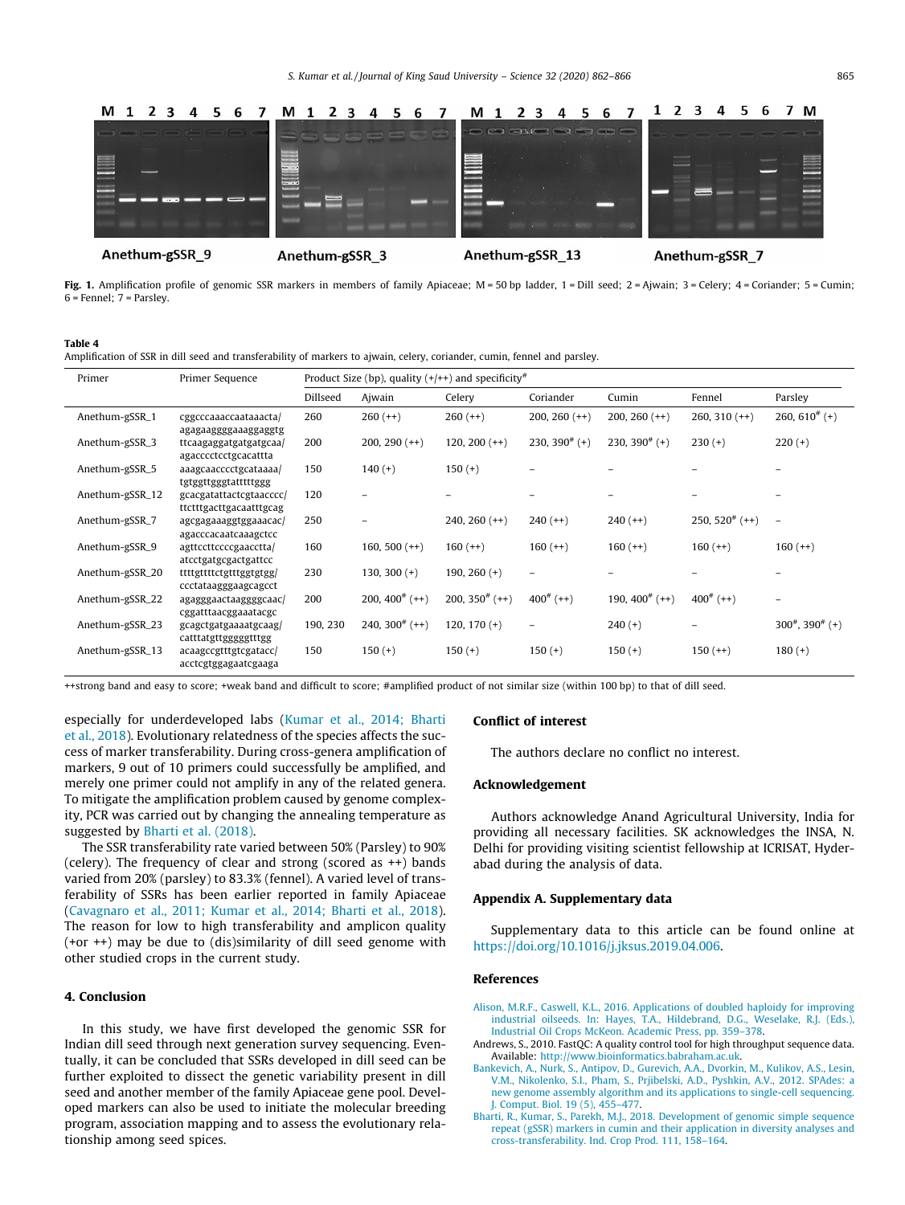Anethum-gSSR_9 Anethum-gSSR_3 Anethum-gSSR_13 Anethum-gSSR_7

**Fig. 1.** Amplification profile of genomic SSR markers in members of family Apiaceae; M = 50 bp ladder, 1 = Dill seed; 2 = Ajwain; 3 = Celery; 4 = Coriander; 5 = Cumin; 6 = Fennel; 7 = Parsley.

**Table 4**
Amplification of SSR in dill seed and transferability of markers to ajwain, celery, coriander, cumin, fennel and parsley.

| Primer | Primer Sequence | Product Size (bp), quality (+/++) and specificity# | | | | | | |
|---|---|---|---|---|---|---|---|---|
| | | Dillseed | Ajwain | Celery | Coriander | Cumin | Fennel | Parsley |
| Anethum-gSSR_1 | cggcccaaaccaataaacta/ agagaaggggaaaggaggtg | 260 | 260 (++) | 260 (++) | 200, 260 (++) | 200, 260 (++) | 260, 310 (++) | 260, 610# (+) |
| Anethum-gSSR_3 | ttcaagaggatgatgatgcaa/ agacccctcctgcacattta | 200 | 200, 290 (++) | 120, 200 (++) | 230, 390# (+) | 230, 390# (+) | 230 (+) | 220 (+) |
| Anethum-gSSR_5 | aaagcaacccctgcataaaa/ tgtggttgggtatttttggg | 150 | 140 (+) | 150 (+) | – | – | – | – |
| Anethum-gSSR_12 | gcacgatattactcgtaacccc/ ttctttgacttgacaatttgcag | 120 | – | – | – | – | – | – |
| Anethum-gSSR_7 | agcgagaaaggtggaaacac/ agacccacaatcaaagctcc | 250 | – | 240, 260 (++) | 240 (++) | 240 (++) | 250, 520# (++) | – |
| Anethum-gSSR_9 | agttccttccccgaacctta/ atcctgatgcgactgattcc | 160 | 160, 500 (++) | 160 (++) | 160 (++) | 160 (++) | 160 (++) | 160 (++) |
| Anethum-gSSR_20 | ttttgttttctgtttggtgtgg/ ccctataagggaagcagcct | 230 | 130, 300 (+) | 190, 260 (+) | – | – | – | – |
| Anethum-gSSR_22 | agagggaactaaggggcaac/ cggatttaacggaaatacgc | 200 | 200, 400# (++) | 200, 350# (++) | 400# (++) | 190, 400# (++) | 400# (++) | – |
| Anethum-gSSR_23 | gcagctgatgaaaatgcaag/ catttatgttgggggtttgg | 190, 230 | 240, 300# (++) | 120, 170 (+) | – | 240 (+) | – | 300#, 390# (+) |
| Anethum-gSSR_13 | acaagccgtttgtcgatacc/ acctcgtggagaatcgaaga | 150 | 150 (+) | 150 (+) | 150 (+) | 150 (+) | 150 (++) | 180 (+) |

++strong band and easy to score; +weak band and difficult to score; #amplified product of not similar size (within 100 bp) to that of dill seed.

especially for underdeveloped labs (Kumar et al., 2014; Bharti et al., 2018). Evolutionary relatedness of the species affects the success of marker transferability. During cross-genera amplification of markers, 9 out of 10 primers could successfully be amplified, and merely one primer could not amplify in any of the related genera. To mitigate the amplification problem caused by genome complexity, PCR was carried out by changing the annealing temperature as suggested by Bharti et al. (2018).

The SSR transferability rate varied between 50% (Parsley) to 90% (celery). The frequency of clear and strong (scored as ++) bands varied from 20% (parsley) to 83.3% (fennel). A varied level of transferability of SSRs has been earlier reported in family Apiaceae (Cavagnaro et al., 2011; Kumar et al., 2014; Bharti et al., 2018). The reason for low to high transferability and amplicon quality (+or ++) may be due to (dis)similarity of dill seed genome with other studied crops in the current study.

## 4. Conclusion

In this study, we have first developed the genomic SSR for Indian dill seed through next generation survey sequencing. Eventually, it can be concluded that SSRs developed in dill seed can be further exploited to dissect the genetic variability present in dill seed and another member of the family Apiaceae gene pool. Developed markers can also be used to initiate the molecular breeding program, association mapping and to assess the evolutionary relationship among seed spices.

## Conflict of interest

The authors declare no conflict no interest.

## Acknowledgement

Authors acknowledge Anand Agricultural University, India for providing all necessary facilities. SK acknowledges the INSA, N. Delhi for providing visiting scientist fellowship at ICRISAT, Hyderabad during the analysis of data.

## Appendix A. Supplementary data

Supplementary data to this article can be found online at https://doi.org/10.1016/j.jksus.2019.04.006.

## References

Alison, M.R.F., Caswell, K.L., 2016. Applications of doubled haploidy for improving industrial oilseeds. In: Hayes, T.A., Hildebrand, D.G., Weselake, R.J. (Eds.), Industrial Oil Crops McKeon. Academic Press, pp. 359–378.

Andrews, S., 2010. FastQC: A quality control tool for high throughput sequence data. Available: http://www.bioinformatics.babraham.ac.uk.

Bankevich, A., Nurk, S., Antipov, D., Gurevich, A.A., Dvorkin, M., Kulikov, A.S., Lesin, V.M., Nikolenko, S.I., Pham, S., Prjibelski, A.D., Pyshkin, A.V., 2012. SPAdes: a new genome assembly algorithm and its applications to single-cell sequencing. J. Comput. Biol. 19 (5), 455–477.

Bharti, R., Kumar, S., Parekh, M.J., 2018. Development of genomic simple sequence repeat (gSSR) markers in cumin and their application in diversity analyses and cross-transferability. Ind. Crop Prod. 111, 158–164.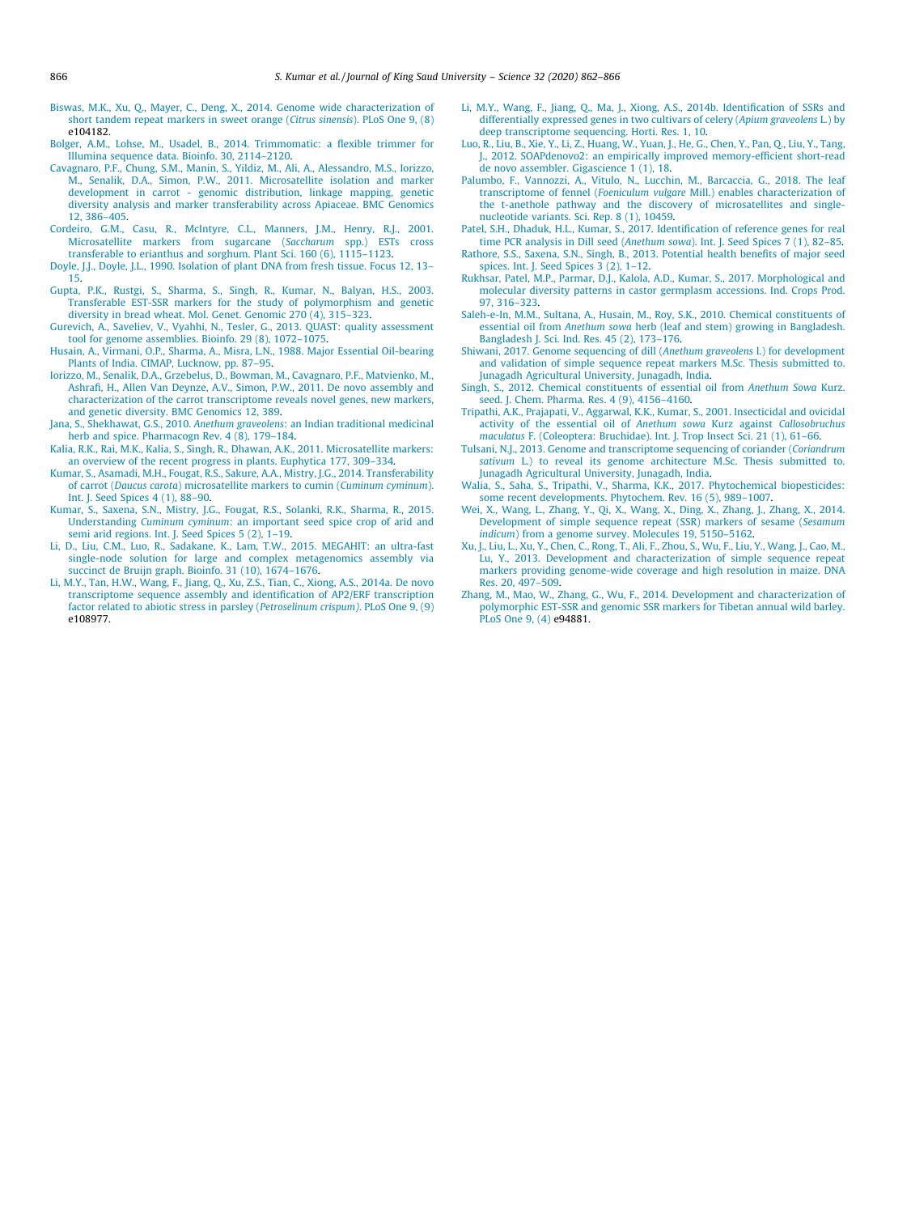Biswas, M.K., Xu, Q., Mayer, C., Deng, X., 2014. Genome wide characterization of short tandem repeat markers in sweet orange (*Citrus sinensis*). PLoS One 9, (8) e104182.

Bolger, A.M., Lohse, M., Usadel, B., 2014. Trimmomatic: a flexible trimmer for Illumina sequence data. Bioinfo. 30, 2114–2120.

Cavagnaro, P.F., Chung, S.M., Manin, S., Yildiz, M., Ali, A., Alessandro, M.S., Iorizzo, M., Senalik, D.A., Simon, P.W., 2011. Microsatellite isolation and marker development in carrot - genomic distribution, linkage mapping, genetic diversity analysis and marker transferability across Apiaceae. BMC Genomics 12, 386–405.

Cordeiro, G.M., Casu, R., McIntyre, C.L., Manners, J.M., Henry, R.J., 2001. Microsatellite markers from sugarcane (*Saccharum* spp.) ESTs cross transferable to erianthus and sorghum. Plant Sci. 160 (6), 1115–1123.

Doyle, J.J., Doyle, J.L., 1990. Isolation of plant DNA from fresh tissue. Focus 12, 13–15.

Gupta, P.K., Rustgi, S., Sharma, S., Singh, R., Kumar, N., Balyan, H.S., 2003. Transferable EST-SSR markers for the study of polymorphism and genetic diversity in bread wheat. Mol. Genet. Genomic 270 (4), 315–323.

Gurevich, A., Saveliev, V., Vyahhi, N., Tesler, G., 2013. QUAST: quality assessment tool for genome assemblies. Bioinfo. 29 (8), 1072–1075.

Husain, A., Virmani, O.P., Sharma, A., Misra, L.N., 1988. Major Essential Oil-bearing Plants of India. CIMAP, Lucknow, pp. 87–95.

Iorizzo, M., Senalik, D.A., Grzebelus, D., Bowman, M., Cavagnaro, P.F., Matvienko, M., Ashrafi, H., Allen Van Deynze, A.V., Simon, P.W., 2011. De novo assembly and characterization of the carrot transcriptome reveals novel genes, new markers, and genetic diversity. BMC Genomics 12, 389.

Jana, S., Shekhawat, G.S., 2010. *Anethum graveolens*: an Indian traditional medicinal herb and spice. Pharmacogn Rev. 4 (8), 179–184.

Kalia, R.K., Rai, M.K., Kalia, S., Singh, R., Dhawan, A.K., 2011. Microsatellite markers: an overview of the recent progress in plants. Euphytica 177, 309–334.

Kumar, S., Asamadi, M.H., Fougat, R.S., Sakure, A.A., Mistry, J.G., 2014. Transferability of carrot (*Daucus carota*) microsatellite markers to cumin (*Cuminum cyminum*). Int. J. Seed Spices 4 (1), 88–90.

Kumar, S., Saxena, S.N., Mistry, J.G., Fougat, R.S., Solanki, R.K., Sharma, R., 2015. Understanding *Cuminum cyminum*: an important seed spice crop of arid and semi arid regions. Int. J. Seed Spices 5 (2), 1–19.

Li, D., Liu, C.M., Luo, R., Sadakane, K., Lam, T.W., 2015. MEGAHIT: an ultra-fast single-node solution for large and complex metagenomics assembly via succinct de Bruijn graph. Bioinfo. 31 (10), 1674–1676.

Li, M.Y., Tan, H.W., Wang, F., Jiang, Q., Xu, Z.S., Tian, C., Xiong, A.S., 2014a. De novo transcriptome sequence assembly and identification of AP2/ERF transcription factor related to abiotic stress in parsley (*Petroselinum crispum*). PLoS One 9, (9) e108977.

Li, M.Y., Wang, F., Jiang, Q., Ma, J., Xiong, A.S., 2014b. Identification of SSRs and differentially expressed genes in two cultivars of celery (*Apium graveolens* L.) by deep transcriptome sequencing. Horti. Res. 1, 10.

Luo, R., Liu, B., Xie, Y., Li, Z., Huang, W., Yuan, J., He, G., Chen, Y., Pan, Q., Liu, Y., Tang, J., 2012. SOAPdenovo2: an empirically improved memory-efficient short-read de novo assembler. Gigascience 1 (1), 18.

Palumbo, F., Vannozzi, A., Vitulo, N., Lucchin, M., Barcaccia, G., 2018. The leaf transcriptome of fennel (*Foeniculum vulgare* Mill.) enables characterization of the t-anethole pathway and the discovery of microsatellites and single-nucleotide variants. Sci. Rep. 8 (1), 10459.

Patel, S.H., Dhaduk, H.L., Kumar, S., 2017. Identification of reference genes for real time PCR analysis in Dill seed (*Anethum sowa*). Int. J. Seed Spices 7 (1), 82–85.

Rathore, S.S., Saxena, S.N., Singh, B., 2013. Potential health benefits of major seed spices. Int. J. Seed Spices 3 (2), 1–12.

Rukhsar, Patel, M.P., Parmar, D.J., Kalola, A.D., Kumar, S., 2017. Morphological and molecular diversity patterns in castor germplasm accessions. Ind. Crops Prod. 97, 316–323.

Saleh-e-In, M.M., Sultana, A., Husain, M., Roy, S.K., 2010. Chemical constituents of essential oil from *Anethum sowa* herb (leaf and stem) growing in Bangladesh. Bangladesh J. Sci. Ind. Res. 45 (2), 173–176.

Shiwani, 2017. Genome sequencing of dill (*Anethum graveolens* l.) for development and validation of simple sequence repeat markers M.Sc. Thesis submitted to. Junagadh Agricultural University, Junagadh, India.

Singh, S., 2012. Chemical constituents of essential oil from *Anethum Sowa* Kurz. seed. J. Chem. Pharma. Res. 4 (9), 4156–4160.

Tripathi, A.K., Prajapati, V., Aggarwal, K.K., Kumar, S., 2001. Insecticidal and ovicidal activity of the essential oil of *Anethum sowa* Kurz against *Callosobruchus maculatus* F. (Coleoptera: Bruchidae). Int. J. Trop Insect Sci. 21 (1), 61–66.

Tulsani, N.J., 2013. Genome and transcriptome sequencing of coriander (*Coriandrum sativum* L.) to reveal its genome architecture M.Sc. Thesis submitted to. Junagadh Agricultural University, Junagadh, India.

Walia, S., Saha, S., Tripathi, V., Sharma, K.K., 2017. Phytochemical biopesticides: some recent developments. Phytochem. Rev. 16 (5), 989–1007.

Wei, X., Wang, L., Zhang, Y., Qi, X., Wang, X., Ding, X., Zhang, J., Zhang, X., 2014. Development of simple sequence repeat (SSR) markers of sesame (*Sesamum indicum*) from a genome survey. Molecules 19, 5150–5162.

Xu, J., Liu, L., Xu, Y., Chen, C., Rong, T., Ali, F., Zhou, S., Wu, F., Liu, Y., Wang, J., Cao, M., Lu, Y., 2013. Development and characterization of simple sequence repeat markers providing genome-wide coverage and high resolution in maize. DNA Res. 20, 497–509.

Zhang, M., Mao, W., Zhang, G., Wu, F., 2014. Development and characterization of polymorphic EST-SSR and genomic SSR markers for Tibetan annual wild barley. PLoS One 9, (4) e94881.